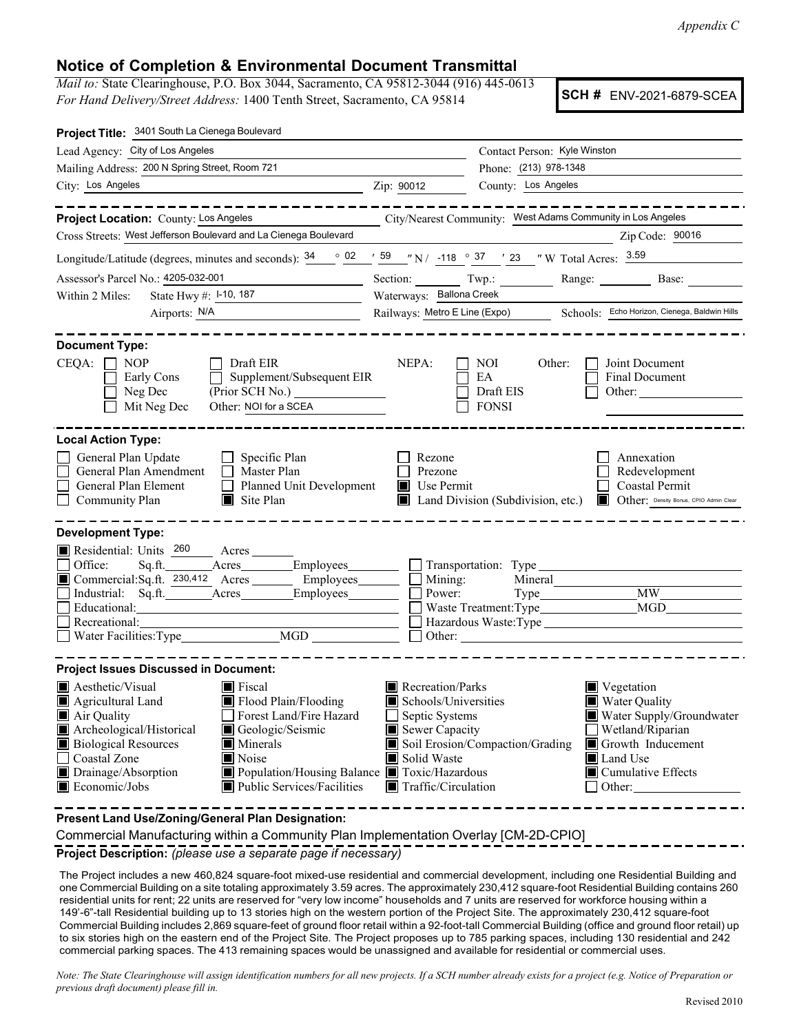*Appendix C*

# Notice of Completion & Environmental Document Transmittal

*Mail to:* State Clearinghouse, P.O. Box 3044, Sacramento, CA 95812-3044 (916) 445-0613
*For Hand Delivery/Street Address:* 1400 Tenth Street, Sacramento, CA 95814

**SCH #** ENV-2021-6879-SCEA

**Project Title:** 3401 South La Cienega Boulevard

Lead Agency: City of Los Angeles
Contact Person: Kyle Winston
Mailing Address: 200 N Spring Street, Room 721
Phone: (213) 978-1348
City: Los Angeles
Zip: 90012
County: Los Angeles

---

**Project Location:** County: Los Angeles
City/Nearest Community: West Adams Community in Los Angeles
Cross Streets: West Jefferson Boulevard and La Cienega Boulevard
Zip Code: 90016
Longitude/Latitude (degrees, minutes and seconds): 34 ° 02 ′ 59 ″ N / -118 ° 37 ′ 23 ″ W Total Acres: 3.59
Assessor's Parcel No.: 4205-032-001
Section: ____ Twp.: ____ Range: ____ Base: ____
Within 2 Miles: State Hwy #: I-10, 187
Waterways: Ballona Creek
Airports: N/A
Railways: Metro E Line (Expo)
Schools: Echo Horizon, Cienega, Baldwin Hills

---

**Document Type:**

CEQA:
- [ ] NOP
- [ ] Early Cons
- [ ] Neg Dec
- [ ] Mit Neg Dec
- [ ] Draft EIR
- [ ] Supplement/Subsequent EIR (Prior SCH No.) ____
- Other: NOI for a SCEA

NEPA:
- [ ] NOI
- [ ] EA
- [ ] Draft EIS
- [ ] FONSI

Other:
- [ ] Joint Document
- [ ] Final Document
- [ ] Other: ____

---

**Local Action Type:**

- [ ] General Plan Update
- [ ] General Plan Amendment
- [ ] General Plan Element
- [ ] Community Plan
- [ ] Specific Plan
- [ ] Master Plan
- [ ] Planned Unit Development
- [x] Site Plan
- [ ] Rezone
- [ ] Prezone
- [x] Use Permit
- [x] Land Division (Subdivision, etc.)
- [ ] Annexation
- [ ] Redevelopment
- [ ] Coastal Permit
- [x] Other: Density Bonus, CPIO Admin Clear

---

**Development Type:**

- [x] Residential: Units 260 Acres ____
- [ ] Office: Sq.ft. ____ Acres ____ Employees ____
- [x] Commercial: Sq.ft. 230,412 Acres ____ Employees ____
- [ ] Industrial: Sq.ft. ____ Acres ____ Employees ____
- [ ] Educational: ____
- [ ] Recreational: ____
- [ ] Water Facilities: Type ____ MGD ____
- [ ] Transportation: Type ____
- [ ] Mining: Mineral ____
- [ ] Power: Type ____ MW ____
- [ ] Waste Treatment: Type ____ MGD ____
- [ ] Hazardous Waste: Type ____
- [ ] Other: ____

---

**Project Issues Discussed in Document:**

- [x] Aesthetic/Visual
- [x] Agricultural Land
- [x] Air Quality
- [x] Archeological/Historical
- [x] Biological Resources
- [ ] Coastal Zone
- [x] Drainage/Absorption
- [x] Economic/Jobs
- [x] Fiscal
- [x] Flood Plain/Flooding
- [ ] Forest Land/Fire Hazard
- [x] Geologic/Seismic
- [x] Minerals
- [x] Noise
- [x] Population/Housing Balance
- [x] Public Services/Facilities
- [x] Recreation/Parks
- [x] Schools/Universities
- [ ] Septic Systems
- [x] Sewer Capacity
- [x] Soil Erosion/Compaction/Grading
- [x] Solid Waste
- [x] Toxic/Hazardous
- [x] Traffic/Circulation
- [x] Vegetation
- [x] Water Quality
- [x] Water Supply/Groundwater
- [ ] Wetland/Riparian
- [x] Growth Inducement
- [x] Land Use
- [x] Cumulative Effects
- [ ] Other: ____

---

**Present Land Use/Zoning/General Plan Designation:**

Commercial Manufacturing within a Community Plan Implementation Overlay [CM-2D-CPIO]

**Project Description:** *(please use a separate page if necessary)*

The Project includes a new 460,824 square-foot mixed-use residential and commercial development, including one Residential Building and one Commercial Building on a site totaling approximately 3.59 acres. The approximately 230,412 square-foot Residential Building contains 260 residential units for rent; 22 units are reserved for "very low income" households and 7 units are reserved for workforce housing within a 149'-6"-tall Residential building up to 13 stories high on the western portion of the Project Site. The approximately 230,412 square-foot Commercial Building includes 2,869 square-feet of ground floor retail within a 92-foot-tall Commercial Building (office and ground floor retail) up to six stories high on the eastern end of the Project Site. The Project proposes up to 785 parking spaces, including 130 residential and 242 commercial parking spaces. The 413 remaining spaces would be unassigned and available for residential or commercial uses.

*Note: The State Clearinghouse will assign identification numbers for all new projects. If a SCH number already exists for a project (e.g. Notice of Preparation or previous draft document) please fill in.*

Revised 2010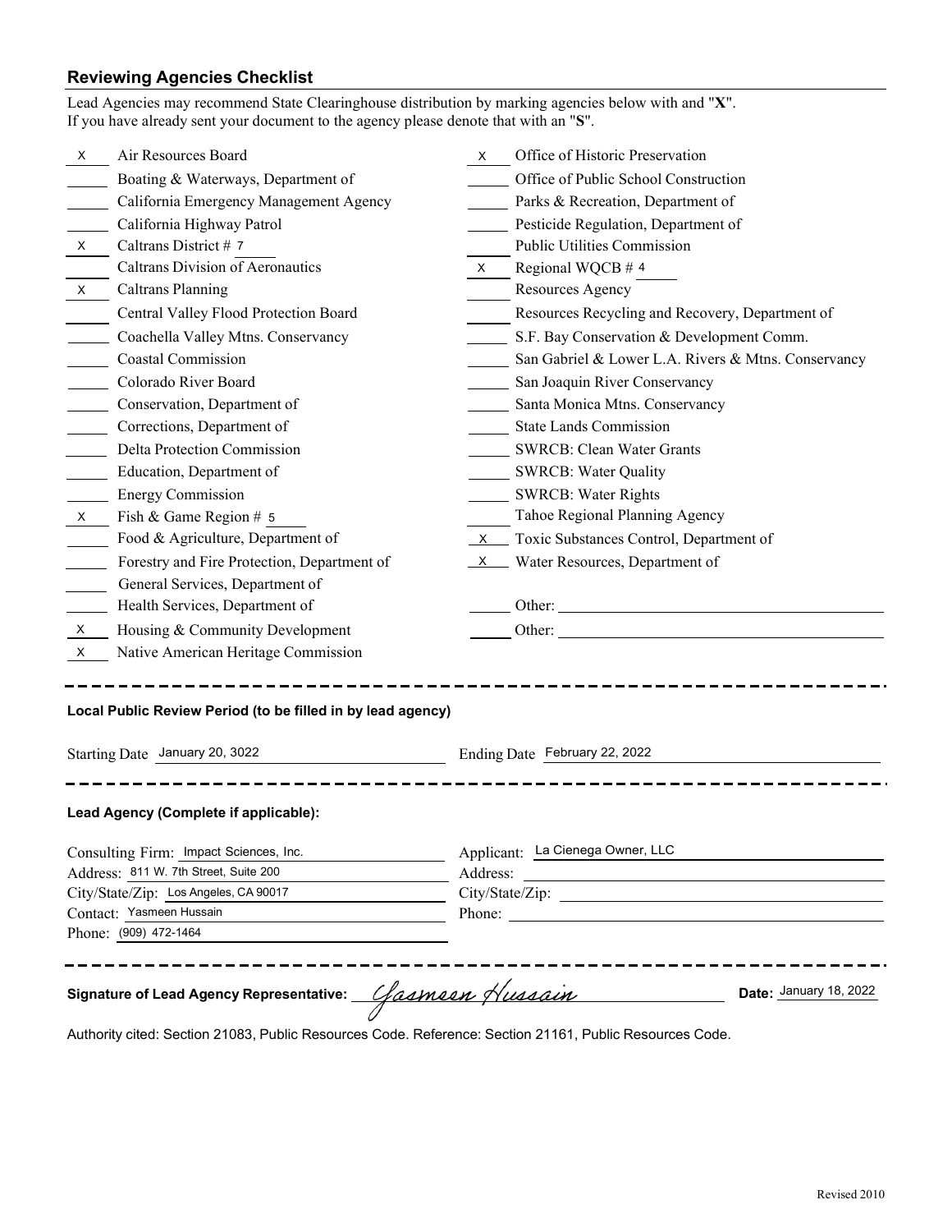## Reviewing Agencies Checklist

Lead Agencies may recommend State Clearinghouse distribution by marking agencies below with and "**X**".
If you have already sent your document to the agency please denote that with an "**S**".

| | | | |
|---|---|---|---|
| X | Air Resources Board | X | Office of Historic Preservation |
| | Boating & Waterways, Department of | | Office of Public School Construction |
| | California Emergency Management Agency | | Parks & Recreation, Department of |
| | California Highway Patrol | | Pesticide Regulation, Department of |
| X | Caltrans District # 7 | | Public Utilities Commission |
| | Caltrans Division of Aeronautics | X | Regional WQCB # 4 |
| X | Caltrans Planning | | Resources Agency |
| | Central Valley Flood Protection Board | | Resources Recycling and Recovery, Department of |
| | Coachella Valley Mtns. Conservancy | | S.F. Bay Conservation & Development Comm. |
| | Coastal Commission | | San Gabriel & Lower L.A. Rivers & Mtns. Conservancy |
| | Colorado River Board | | San Joaquin River Conservancy |
| | Conservation, Department of | | Santa Monica Mtns. Conservancy |
| | Corrections, Department of | | State Lands Commission |
| | Delta Protection Commission | | SWRCB: Clean Water Grants |
| | Education, Department of | | SWRCB: Water Quality |
| | Energy Commission | | SWRCB: Water Rights |
| X | Fish & Game Region # 5 | | Tahoe Regional Planning Agency |
| | Food & Agriculture, Department of | X | Toxic Substances Control, Department of |
| | Forestry and Fire Protection, Department of | X | Water Resources, Department of |
| | General Services, Department of | | |
| | Health Services, Department of | | Other: |
| X | Housing & Community Development | | Other: |
| X | Native American Heritage Commission | | |

---

**Local Public Review Period (to be filled in by lead agency)**

Starting Date January 20, 3022 Ending Date February 22, 2022

---

**Lead Agency (Complete if applicable):**

Consulting Firm: Impact Sciences, Inc.
Address: 811 W. 7th Street, Suite 200
City/State/Zip: Los Angeles, CA 90017
Contact: Yasmeen Hussain
Phone: (909) 472-1464

Applicant: La Cienega Owner, LLC
Address:
City/State/Zip:
Phone:

---

**Signature of Lead Agency Representative:** *Yasmeen Hussain* **Date:** January 18, 2022

Authority cited: Section 21083, Public Resources Code. Reference: Section 21161, Public Resources Code.

Revised 2010